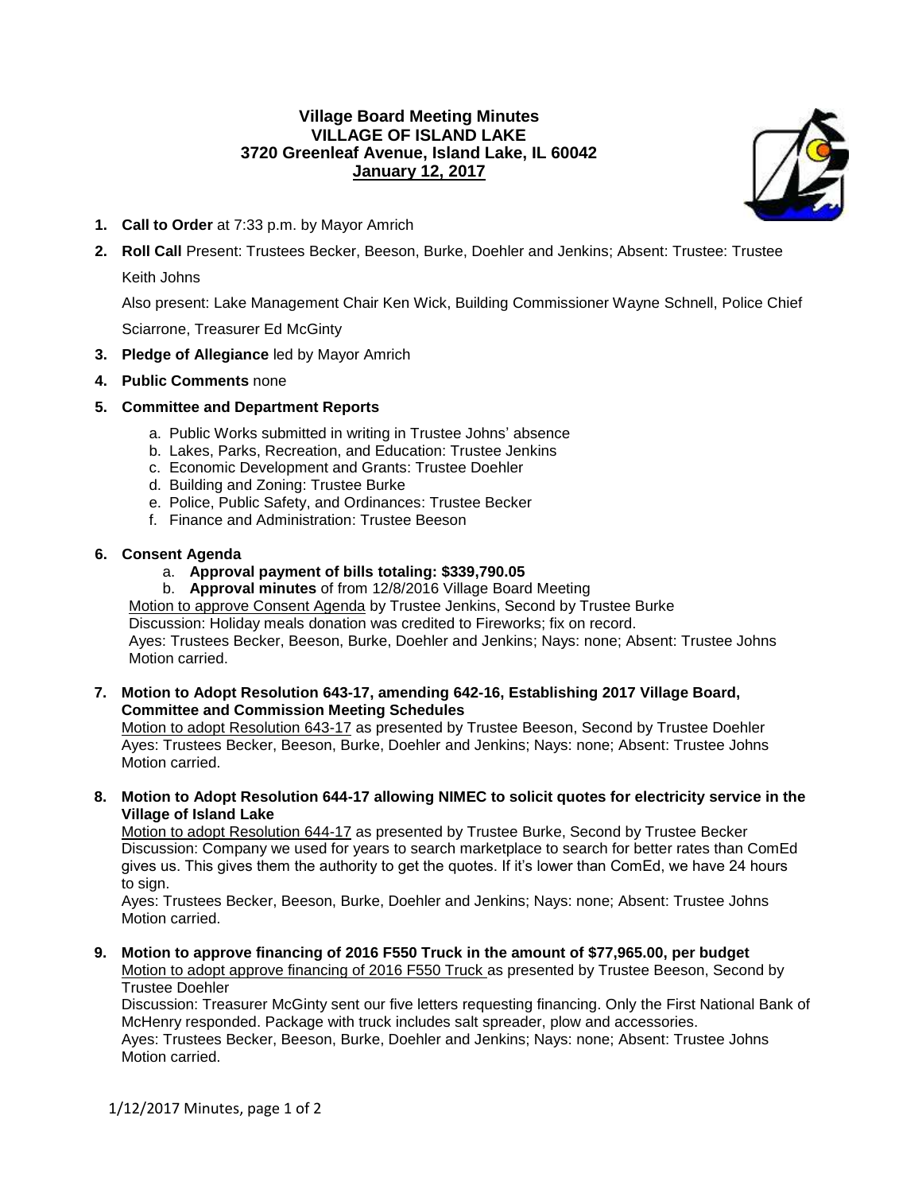**Village Board Meeting Minutes**
**VILLAGE OF ISLAND LAKE**
**3720 Greenleaf Avenue, Island Lake, IL 60042**
**January 12, 2017**

1. **Call to Order** at 7:33 p.m. by Mayor Amrich
2. **Roll Call** Present: Trustees Becker, Beeson, Burke, Doehler and Jenkins; Absent: Trustee: Trustee Keith Johns

   Also present: Lake Management Chair Ken Wick, Building Commissioner Wayne Schnell, Police Chief Sciarrone, Treasurer Ed McGinty
3. **Pledge of Allegiance** led by Mayor Amrich
4. **Public Comments** none
5. **Committee and Department Reports**
   a. Public Works submitted in writing in Trustee Johns' absence
   b. Lakes, Parks, Recreation, and Education: Trustee Jenkins
   c. Economic Development and Grants: Trustee Doehler
   d. Building and Zoning: Trustee Burke
   e. Police, Public Safety, and Ordinances: Trustee Becker
   f. Finance and Administration: Trustee Beeson
6. **Consent Agenda**
   a. **Approval payment of bills totaling: $339,790.05**
   b. **Approval minutes** of from 12/8/2016 Village Board Meeting

   Motion to approve Consent Agenda by Trustee Jenkins, Second by Trustee Burke
   Discussion: Holiday meals donation was credited to Fireworks; fix on record.
   Ayes: Trustees Becker, Beeson, Burke, Doehler and Jenkins; Nays: none; Absent: Trustee Johns
   Motion carried.
7. **Motion to Adopt Resolution 643-17, amending 642-16, Establishing 2017 Village Board, Committee and Commission Meeting Schedules**
   Motion to adopt Resolution 643-17 as presented by Trustee Beeson, Second by Trustee Doehler
   Ayes: Trustees Becker, Beeson, Burke, Doehler and Jenkins; Nays: none; Absent: Trustee Johns
   Motion carried.
8. **Motion to Adopt Resolution 644-17 allowing NIMEC to solicit quotes for electricity service in the Village of Island Lake**
   Motion to adopt Resolution 644-17 as presented by Trustee Burke, Second by Trustee Becker
   Discussion: Company we used for years to search marketplace to search for better rates than ComEd gives us. This gives them the authority to get the quotes. If it's lower than ComEd, we have 24 hours to sign.
   Ayes: Trustees Becker, Beeson, Burke, Doehler and Jenkins; Nays: none; Absent: Trustee Johns
   Motion carried.
9. **Motion to approve financing of 2016 F550 Truck in the amount of $77,965.00, per budget**
   Motion to adopt approve financing of 2016 F550 Truck as presented by Trustee Beeson, Second by Trustee Doehler
   Discussion: Treasurer McGinty sent our five letters requesting financing. Only the First National Bank of McHenry responded. Package with truck includes salt spreader, plow and accessories.
   Ayes: Trustees Becker, Beeson, Burke, Doehler and Jenkins; Nays: none; Absent: Trustee Johns
   Motion carried.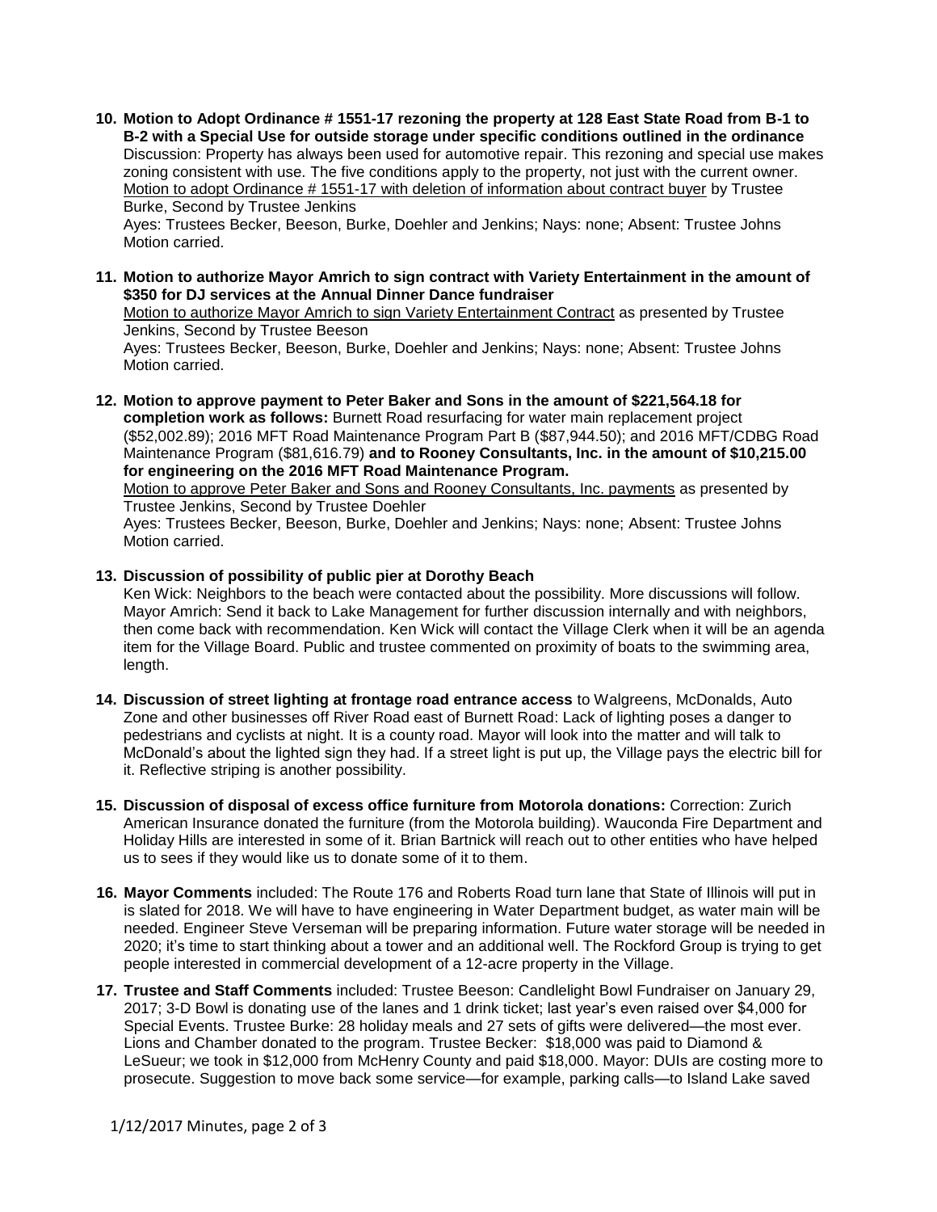10. **Motion to Adopt Ordinance # 1551-17 rezoning the property at 128 East State Road from B-1 to B-2 with a Special Use for outside storage under specific conditions outlined in the ordinance** Discussion: Property has always been used for automotive repair. This rezoning and special use makes zoning consistent with use. The five conditions apply to the property, not just with the current owner. Motion to adopt Ordinance # 1551-17 with deletion of information about contract buyer by Trustee Burke, Second by Trustee Jenkins
    Ayes: Trustees Becker, Beeson, Burke, Doehler and Jenkins; Nays: none; Absent: Trustee Johns
    Motion carried.

11. **Motion to authorize Mayor Amrich to sign contract with Variety Entertainment in the amount of $350 for DJ services at the Annual Dinner Dance fundraiser**
    Motion to authorize Mayor Amrich to sign Variety Entertainment Contract as presented by Trustee Jenkins, Second by Trustee Beeson
    Ayes: Trustees Becker, Beeson, Burke, Doehler and Jenkins; Nays: none; Absent: Trustee Johns
    Motion carried.

12. **Motion to approve payment to Peter Baker and Sons in the amount of $221,564.18 for completion work as follows:** Burnett Road resurfacing for water main replacement project ($52,002.89); 2016 MFT Road Maintenance Program Part B ($87,944.50); and 2016 MFT/CDBG Road Maintenance Program ($81,616.79) **and to Rooney Consultants, Inc. in the amount of $10,215.00 for engineering on the 2016 MFT Road Maintenance Program.**
    Motion to approve Peter Baker and Sons and Rooney Consultants, Inc. payments as presented by Trustee Jenkins, Second by Trustee Doehler
    Ayes: Trustees Becker, Beeson, Burke, Doehler and Jenkins; Nays: none; Absent: Trustee Johns
    Motion carried.

13. **Discussion of possibility of public pier at Dorothy Beach**
    Ken Wick: Neighbors to the beach were contacted about the possibility. More discussions will follow. Mayor Amrich: Send it back to Lake Management for further discussion internally and with neighbors, then come back with recommendation. Ken Wick will contact the Village Clerk when it will be an agenda item for the Village Board. Public and trustee commented on proximity of boats to the swimming area, length.

14. **Discussion of street lighting at frontage road entrance access** to Walgreens, McDonalds, Auto Zone and other businesses off River Road east of Burnett Road: Lack of lighting poses a danger to pedestrians and cyclists at night. It is a county road. Mayor will look into the matter and will talk to McDonald's about the lighted sign they had. If a street light is put up, the Village pays the electric bill for it. Reflective striping is another possibility.

15. **Discussion of disposal of excess office furniture from Motorola donations:** Correction: Zurich American Insurance donated the furniture (from the Motorola building). Wauconda Fire Department and Holiday Hills are interested in some of it. Brian Bartnick will reach out to other entities who have helped us to sees if they would like us to donate some of it to them.

16. **Mayor Comments** included: The Route 176 and Roberts Road turn lane that State of Illinois will put in is slated for 2018. We will have to have engineering in Water Department budget, as water main will be needed. Engineer Steve Verseman will be preparing information. Future water storage will be needed in 2020; it's time to start thinking about a tower and an additional well. The Rockford Group is trying to get people interested in commercial development of a 12-acre property in the Village.

17. **Trustee and Staff Comments** included: Trustee Beeson: Candlelight Bowl Fundraiser on January 29, 2017; 3-D Bowl is donating use of the lanes and 1 drink ticket; last year's even raised over $4,000 for Special Events. Trustee Burke: 28 holiday meals and 27 sets of gifts were delivered—the most ever. Lions and Chamber donated to the program. Trustee Becker: $18,000 was paid to Diamond & LeSueur; we took in $12,000 from McHenry County and paid $18,000. Mayor: DUIs are costing more to prosecute. Suggestion to move back some service—for example, parking calls—to Island Lake saved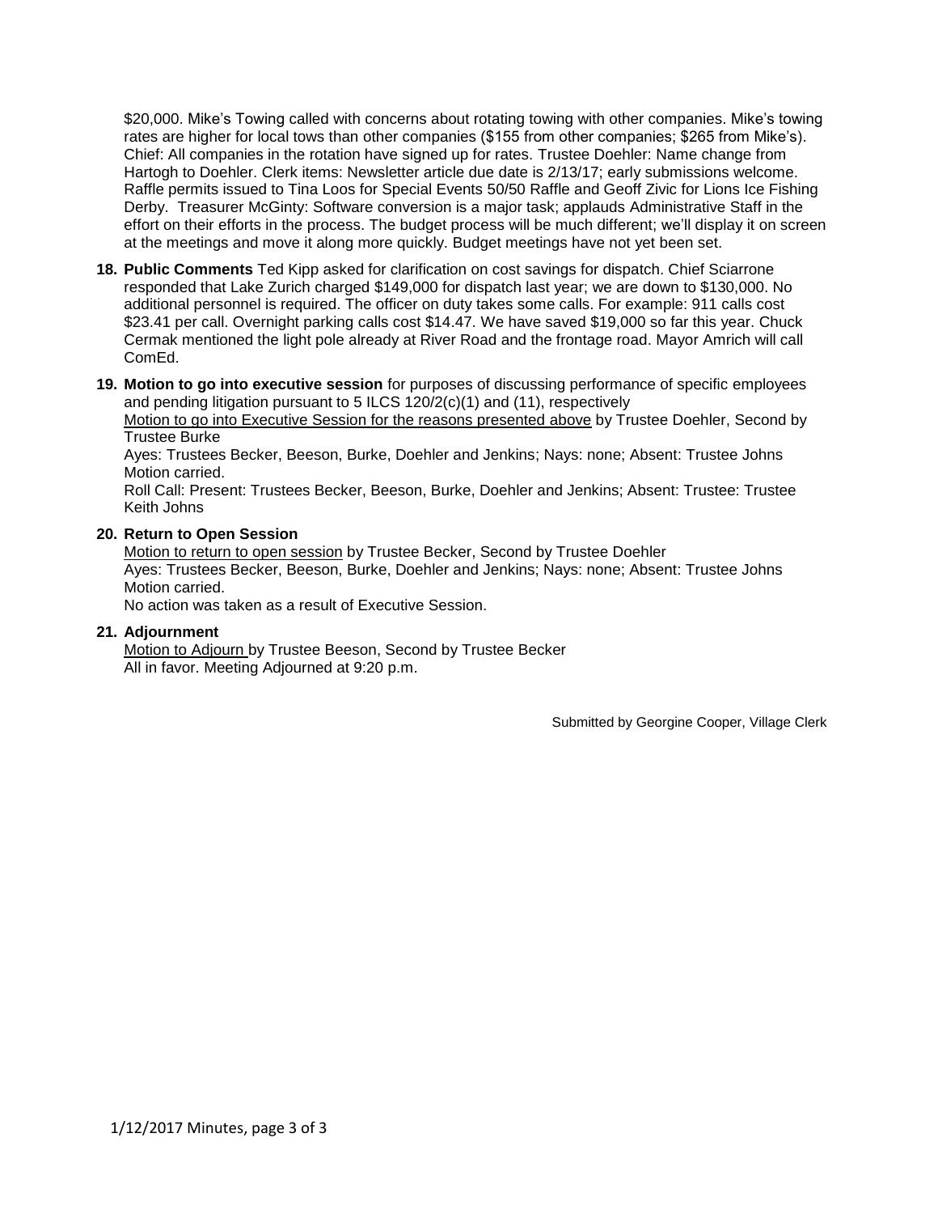$20,000. Mike's Towing called with concerns about rotating towing with other companies. Mike's towing rates are higher for local tows than other companies ($155 from other companies; $265 from Mike's). Chief: All companies in the rotation have signed up for rates. Trustee Doehler: Name change from Hartogh to Doehler. Clerk items: Newsletter article due date is 2/13/17; early submissions welcome. Raffle permits issued to Tina Loos for Special Events 50/50 Raffle and Geoff Zivic for Lions Ice Fishing Derby. Treasurer McGinty: Software conversion is a major task; applauds Administrative Staff in the effort on their efforts in the process. The budget process will be much different; we'll display it on screen at the meetings and move it along more quickly. Budget meetings have not yet been set.

18. **Public Comments** Ted Kipp asked for clarification on cost savings for dispatch. Chief Sciarrone responded that Lake Zurich charged $149,000 for dispatch last year; we are down to $130,000. No additional personnel is required. The officer on duty takes some calls. For example: 911 calls cost $23.41 per call. Overnight parking calls cost $14.47. We have saved $19,000 so far this year. Chuck Cermak mentioned the light pole already at River Road and the frontage road. Mayor Amrich will call ComEd.

19. **Motion to go into executive session** for purposes of discussing performance of specific employees and pending litigation pursuant to 5 ILCS 120/2(c)(1) and (11), respectively

    Motion to go into Executive Session for the reasons presented above by Trustee Doehler, Second by Trustee Burke

    Ayes: Trustees Becker, Beeson, Burke, Doehler and Jenkins; Nays: none; Absent: Trustee Johns

    Motion carried.

    Roll Call: Present: Trustees Becker, Beeson, Burke, Doehler and Jenkins; Absent: Trustee: Trustee Keith Johns

20. **Return to Open Session**

    Motion to return to open session by Trustee Becker, Second by Trustee Doehler

    Ayes: Trustees Becker, Beeson, Burke, Doehler and Jenkins; Nays: none; Absent: Trustee Johns

    Motion carried.

    No action was taken as a result of Executive Session.

21. **Adjournment**

    Motion to Adjourn by Trustee Beeson, Second by Trustee Becker

    All in favor. Meeting Adjourned at 9:20 p.m.

Submitted by Georgine Cooper, Village Clerk